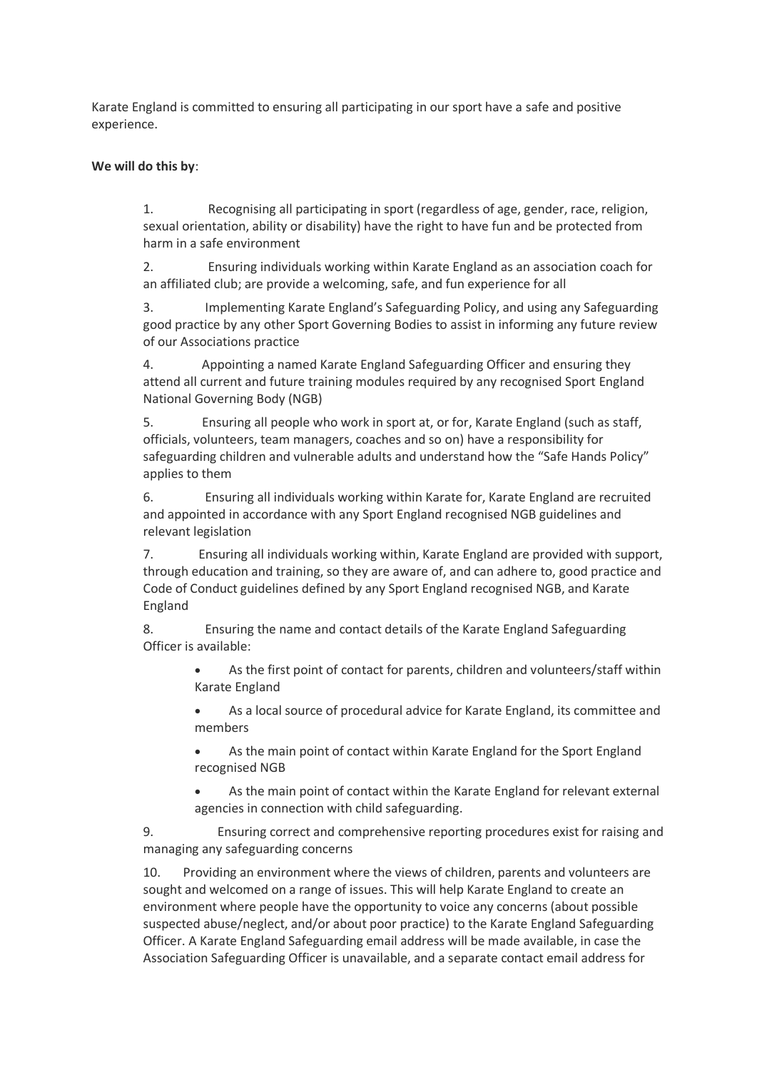Karate England is committed to ensuring all participating in our sport have a safe and positive experience.

**We will do this by**:

1. Recognising all participating in sport (regardless of age, gender, race, religion, sexual orientation, ability or disability) have the right to have fun and be protected from harm in a safe environment

2. Ensuring individuals working within Karate England as an association coach for an affiliated club; are provide a welcoming, safe, and fun experience for all

3. Implementing Karate England's Safeguarding Policy, and using any Safeguarding good practice by any other Sport Governing Bodies to assist in informing any future review of our Associations practice

4. Appointing a named Karate England Safeguarding Officer and ensuring they attend all current and future training modules required by any recognised Sport England National Governing Body (NGB)

5. Ensuring all people who work in sport at, or for, Karate England (such as staff, officials, volunteers, team managers, coaches and so on) have a responsibility for safeguarding children and vulnerable adults and understand how the "Safe Hands Policy" applies to them

6. Ensuring all individuals working within Karate for, Karate England are recruited and appointed in accordance with any Sport England recognised NGB guidelines and relevant legislation

7. Ensuring all individuals working within, Karate England are provided with support, through education and training, so they are aware of, and can adhere to, good practice and Code of Conduct guidelines defined by any Sport England recognised NGB, and Karate England

8. Ensuring the name and contact details of the Karate England Safeguarding Officer is available:

    - As the first point of contact for parents, children and volunteers/staff within Karate England
    - As a local source of procedural advice for Karate England, its committee and members
    - As the main point of contact within Karate England for the Sport England recognised NGB
    - As the main point of contact within the Karate England for relevant external agencies in connection with child safeguarding.

9. Ensuring correct and comprehensive reporting procedures exist for raising and managing any safeguarding concerns

10. Providing an environment where the views of children, parents and volunteers are sought and welcomed on a range of issues. This will help Karate England to create an environment where people have the opportunity to voice any concerns (about possible suspected abuse/neglect, and/or about poor practice) to the Karate England Safeguarding Officer. A Karate England Safeguarding email address will be made available, in case the Association Safeguarding Officer is unavailable, and a separate contact email address for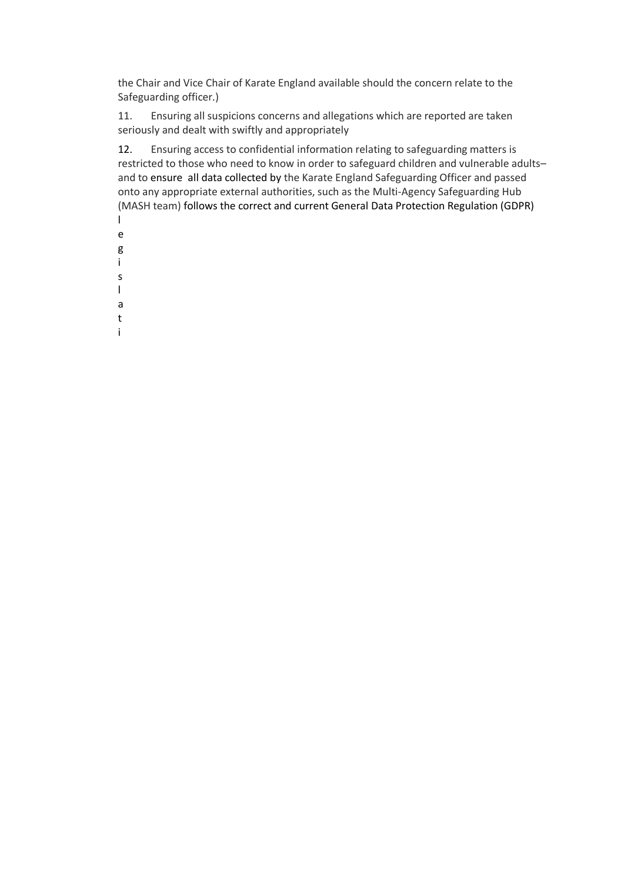the Chair and Vice Chair of Karate England available should the concern relate to the Safeguarding officer.)

11. Ensuring all suspicions concerns and allegations which are reported are taken seriously and dealt with swiftly and appropriately

12. Ensuring access to confidential information relating to safeguarding matters is restricted to those who need to know in order to safeguard children and vulnerable adults– and to ensure all data collected by the Karate England Safeguarding Officer and passed onto any appropriate external authorities, such as the Multi-Agency Safeguarding Hub (MASH team) follows the correct and current General Data Protection Regulation (GDPR)
l
e
g
i
s
l
a
t
i